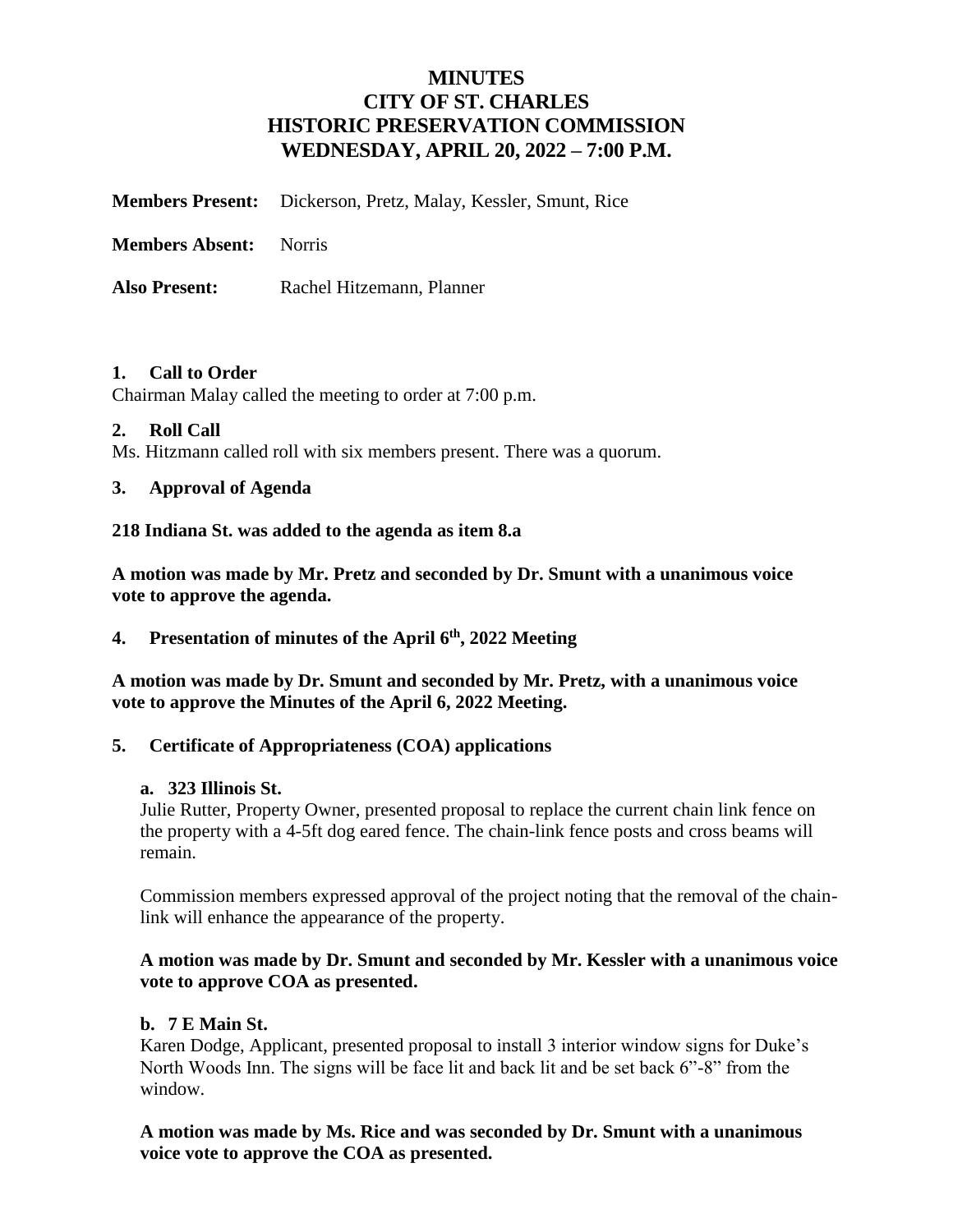# MINUTES
# CITY OF ST. CHARLES
# HISTORIC PRESERVATION COMMISSION
# WEDNESDAY, APRIL 20, 2022 – 7:00 P.M.

**Members Present:** Dickerson, Pretz, Malay, Kessler, Smunt, Rice

**Members Absent:** Norris

**Also Present:** Rachel Hitzemann, Planner

### 1. Call to Order

Chairman Malay called the meeting to order at 7:00 p.m.

### 2. Roll Call

Ms. Hitzmann called roll with six members present. There was a quorum.

### 3. Approval of Agenda

**218 Indiana St. was added to the agenda as item 8.a**

**A motion was made by Mr. Pretz and seconded by Dr. Smunt with a unanimous voice vote to approve the agenda.**

### 4. Presentation of minutes of the April 6th, 2022 Meeting

**A motion was made by Dr. Smunt and seconded by Mr. Pretz, with a unanimous voice vote to approve the Minutes of the April 6, 2022 Meeting.**

### 5. Certificate of Appropriateness (COA) applications

#### a. 323 Illinois St.

Julie Rutter, Property Owner, presented proposal to replace the current chain link fence on the property with a 4-5ft dog eared fence. The chain-link fence posts and cross beams will remain.

Commission members expressed approval of the project noting that the removal of the chain-link will enhance the appearance of the property.

**A motion was made by Dr. Smunt and seconded by Mr. Kessler with a unanimous voice vote to approve COA as presented.**

#### b. 7 E Main St.

Karen Dodge, Applicant, presented proposal to install 3 interior window signs for Duke's North Woods Inn. The signs will be face lit and back lit and be set back 6"-8" from the window.

**A motion was made by Ms. Rice and was seconded by Dr. Smunt with a unanimous voice vote to approve the COA as presented.**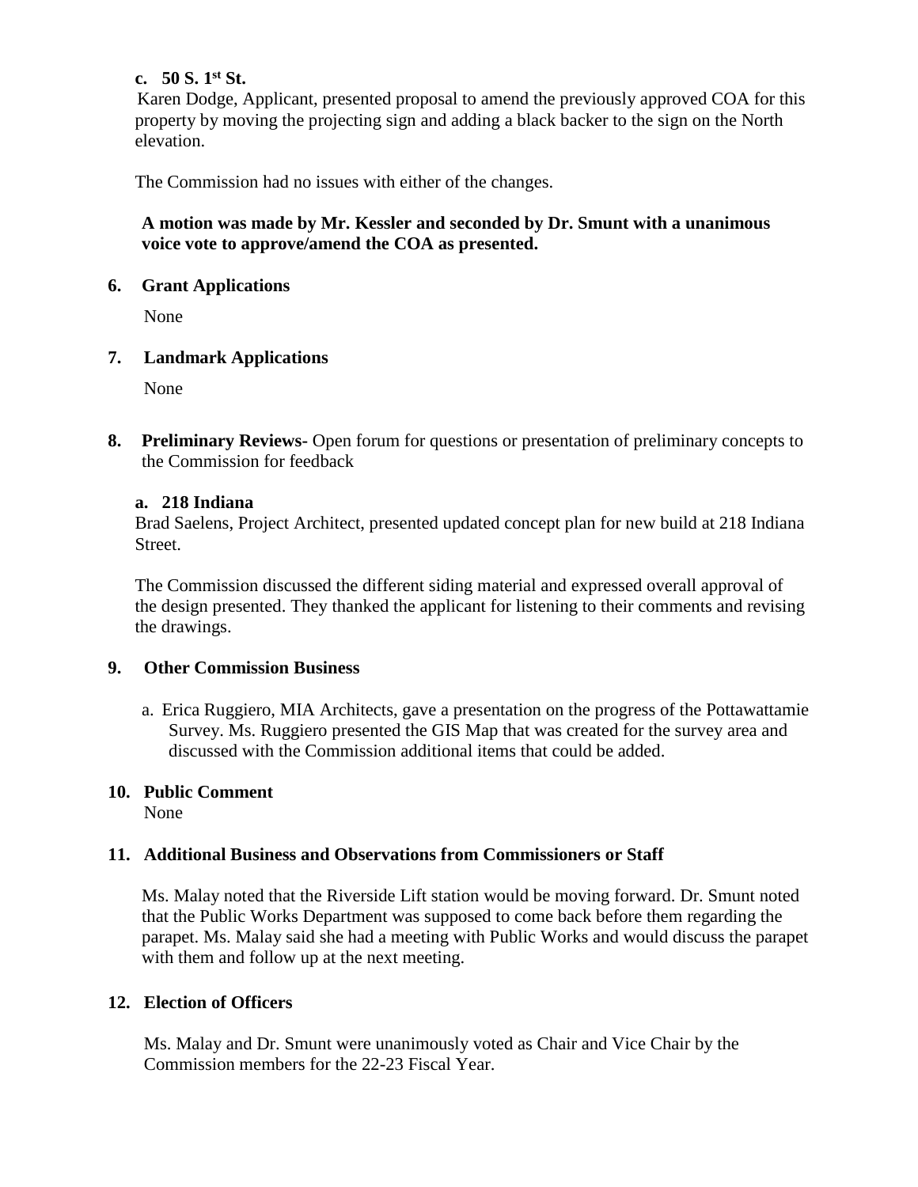**c. 50 S. 1st St.**

Karen Dodge, Applicant, presented proposal to amend the previously approved COA for this property by moving the projecting sign and adding a black backer to the sign on the North elevation.

The Commission had no issues with either of the changes.

**A motion was made by Mr. Kessler and seconded by Dr. Smunt with a unanimous voice vote to approve/amend the COA as presented.**

**6. Grant Applications**

None

**7. Landmark Applications**

None

**8. Preliminary Reviews-** Open forum for questions or presentation of preliminary concepts to the Commission for feedback

**a. 218 Indiana**

Brad Saelens, Project Architect, presented updated concept plan for new build at 218 Indiana Street.

The Commission discussed the different siding material and expressed overall approval of the design presented. They thanked the applicant for listening to their comments and revising the drawings.

**9. Other Commission Business**

a. Erica Ruggiero, MIA Architects, gave a presentation on the progress of the Pottawattamie Survey. Ms. Ruggiero presented the GIS Map that was created for the survey area and discussed with the Commission additional items that could be added.

**10. Public Comment**

None

**11. Additional Business and Observations from Commissioners or Staff**

Ms. Malay noted that the Riverside Lift station would be moving forward. Dr. Smunt noted that the Public Works Department was supposed to come back before them regarding the parapet. Ms. Malay said she had a meeting with Public Works and would discuss the parapet with them and follow up at the next meeting.

**12. Election of Officers**

Ms. Malay and Dr. Smunt were unanimously voted as Chair and Vice Chair by the Commission members for the 22-23 Fiscal Year.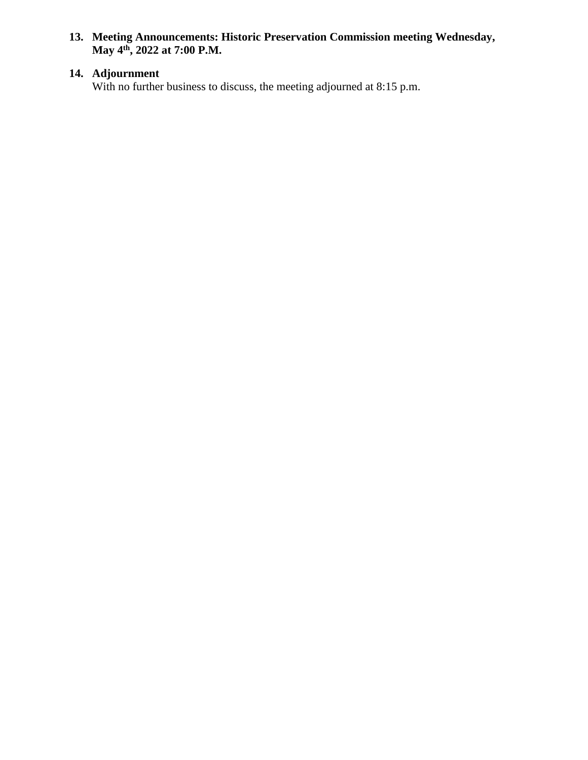**13. Meeting Announcements: Historic Preservation Commission meeting Wednesday, May 4th, 2022 at 7:00 P.M.**

**14. Adjournment**

With no further business to discuss, the meeting adjourned at 8:15 p.m.